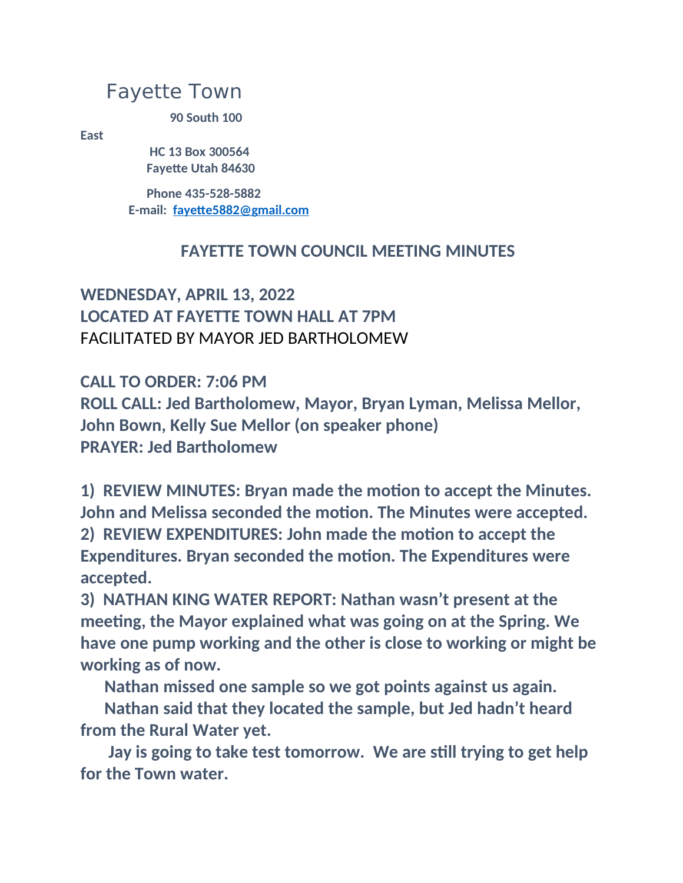# Fayette Town

**90 South 100 East**
**HC 13 Box 300564**
**Fayette Utah 84630**

**Phone 435-528-5882**
**E-mail: fayette5882@gmail.com**

## FAYETTE TOWN COUNCIL MEETING MINUTES

**WEDNESDAY, APRIL 13, 2022**
**LOCATED AT FAYETTE TOWN HALL AT 7PM**
FACILITATED BY MAYOR JED BARTHOLOMEW

**CALL TO ORDER: 7:06 PM**
**ROLL CALL: Jed Bartholomew, Mayor, Bryan Lyman, Melissa Mellor, John Bown, Kelly Sue Mellor (on speaker phone)**
**PRAYER: Jed Bartholomew**

**1) REVIEW MINUTES: Bryan made the motion to accept the Minutes. John and Melissa seconded the motion. The Minutes were accepted.**
**2) REVIEW EXPENDITURES: John made the motion to accept the Expenditures. Bryan seconded the motion. The Expenditures were accepted.**
**3) NATHAN KING WATER REPORT: Nathan wasn't present at the meeting, the Mayor explained what was going on at the Spring. We have one pump working and the other is close to working or might be working as of now.**

**Nathan missed one sample so we got points against us again.**

**Nathan said that they located the sample, but Jed hadn't heard from the Rural Water yet.**

**Jay is going to take test tomorrow. We are still trying to get help for the Town water.**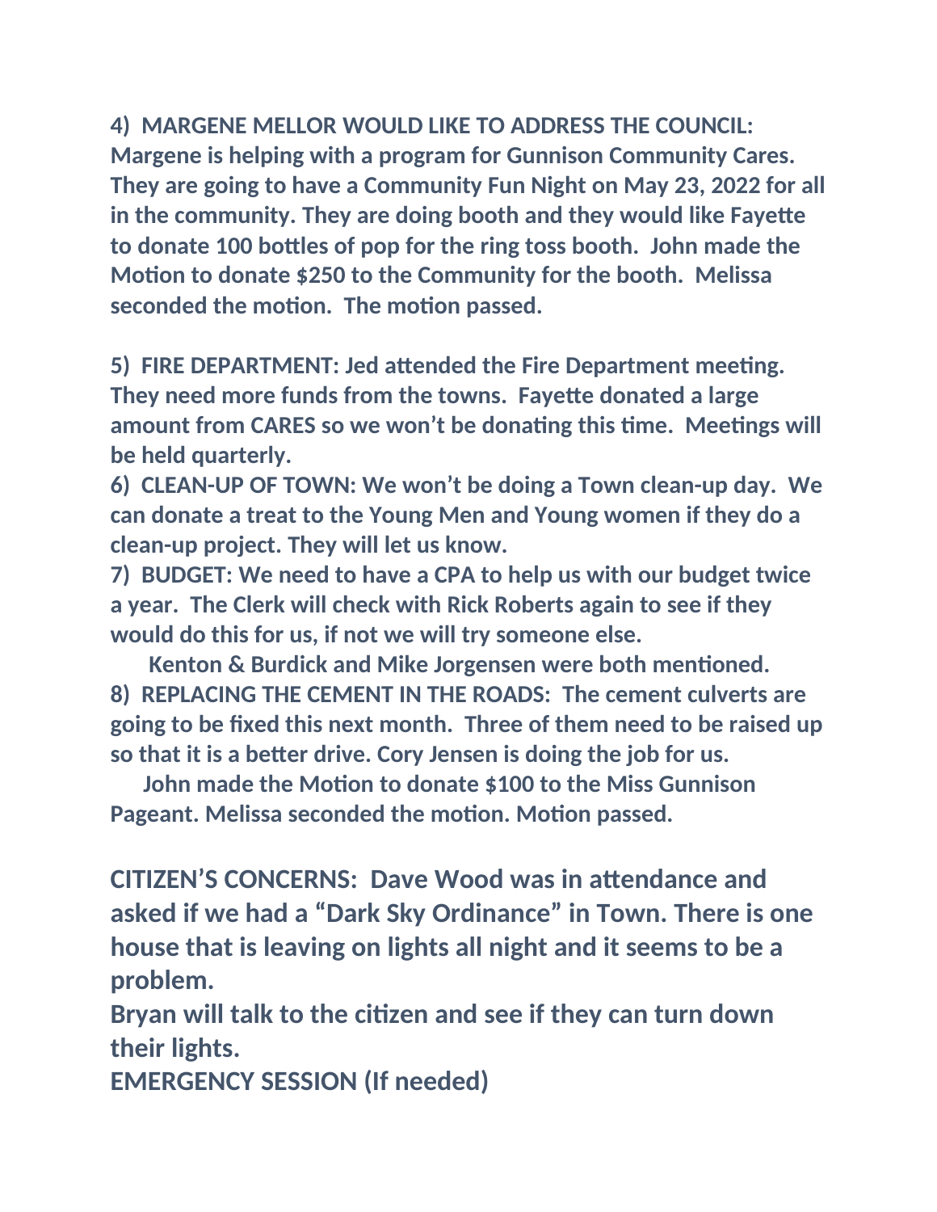**4) MARGENE MELLOR WOULD LIKE TO ADDRESS THE COUNCIL: Margene is helping with a program for Gunnison Community Cares. They are going to have a Community Fun Night on May 23, 2022 for all in the community. They are doing booth and they would like Fayette to donate 100 bottles of pop for the ring toss booth. John made the Motion to donate $250 to the Community for the booth. Melissa seconded the motion. The motion passed.**

**5) FIRE DEPARTMENT: Jed attended the Fire Department meeting. They need more funds from the towns. Fayette donated a large amount from CARES so we won't be donating this time. Meetings will be held quarterly.**

**6) CLEAN-UP OF TOWN: We won't be doing a Town clean-up day. We can donate a treat to the Young Men and Young women if they do a clean-up project. They will let us know.**

**7) BUDGET: We need to have a CPA to help us with our budget twice a year. The Clerk will check with Rick Roberts again to see if they would do this for us, if not we will try someone else.**

**Kenton & Burdick and Mike Jorgensen were both mentioned.**

**8) REPLACING THE CEMENT IN THE ROADS: The cement culverts are going to be fixed this next month. Three of them need to be raised up so that it is a better drive. Cory Jensen is doing the job for us.**

**John made the Motion to donate $100 to the Miss Gunnison Pageant. Melissa seconded the motion. Motion passed.**

**CITIZEN'S CONCERNS: Dave Wood was in attendance and asked if we had a "Dark Sky Ordinance" in Town. There is one house that is leaving on lights all night and it seems to be a problem.**

**Bryan will talk to the citizen and see if they can turn down their lights.**

**EMERGENCY SESSION (If needed)**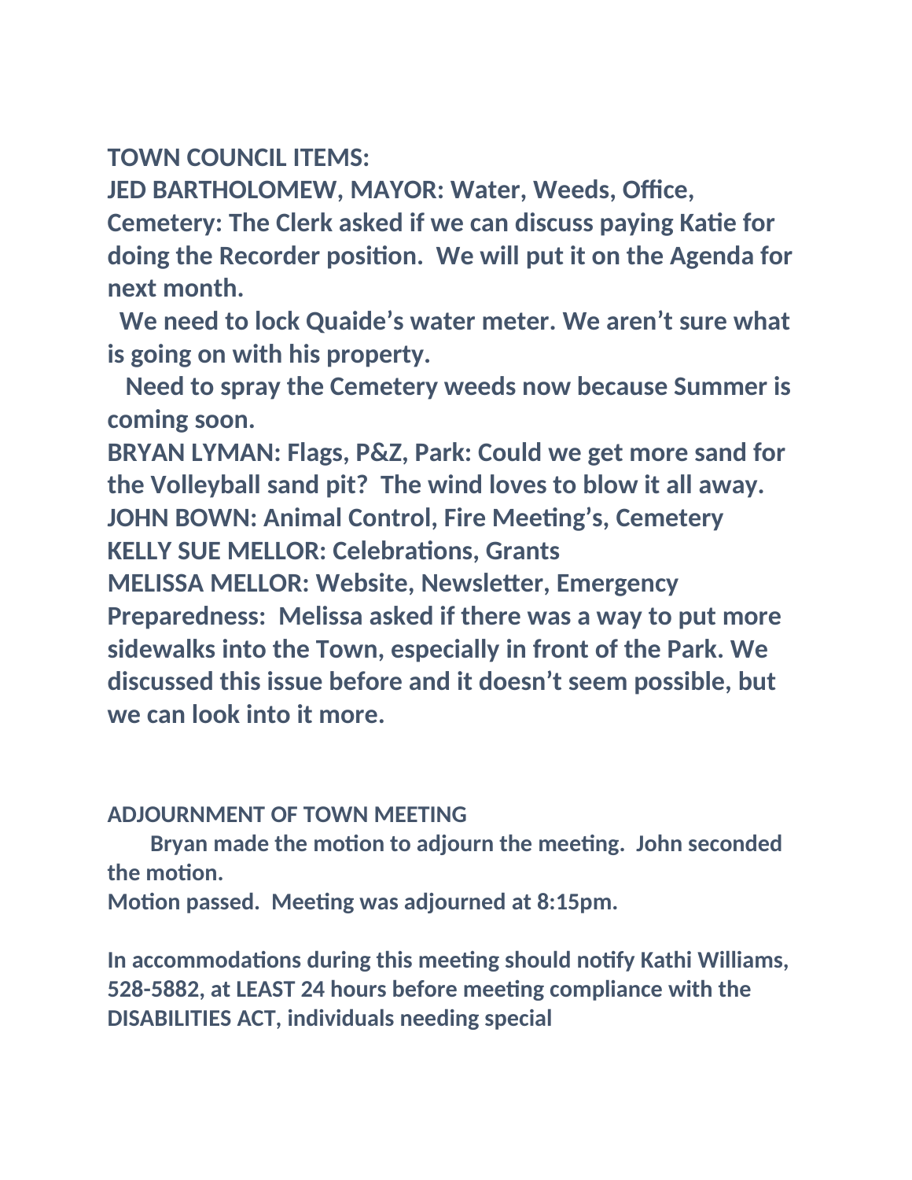**TOWN COUNCIL ITEMS:**

**JED BARTHOLOMEW, MAYOR: Water, Weeds, Office, Cemetery: The Clerk asked if we can discuss paying Katie for doing the Recorder position. We will put it on the Agenda for next month.**

**We need to lock Quaide's water meter. We aren't sure what is going on with his property.**

**Need to spray the Cemetery weeds now because Summer is coming soon.**

**BRYAN LYMAN: Flags, P&Z, Park: Could we get more sand for the Volleyball sand pit? The wind loves to blow it all away.**

**JOHN BOWN: Animal Control, Fire Meeting's, Cemetery**

**KELLY SUE MELLOR: Celebrations, Grants**

**MELISSA MELLOR: Website, Newsletter, Emergency Preparedness: Melissa asked if there was a way to put more sidewalks into the Town, especially in front of the Park. We discussed this issue before and it doesn't seem possible, but we can look into it more.**

**ADJOURNMENT OF TOWN MEETING**

**Bryan made the motion to adjourn the meeting. John seconded the motion.**

**Motion passed. Meeting was adjourned at 8:15pm.**

**In accommodations during this meeting should notify Kathi Williams, 528-5882, at LEAST 24 hours before meeting compliance with the DISABILITIES ACT, individuals needing special**